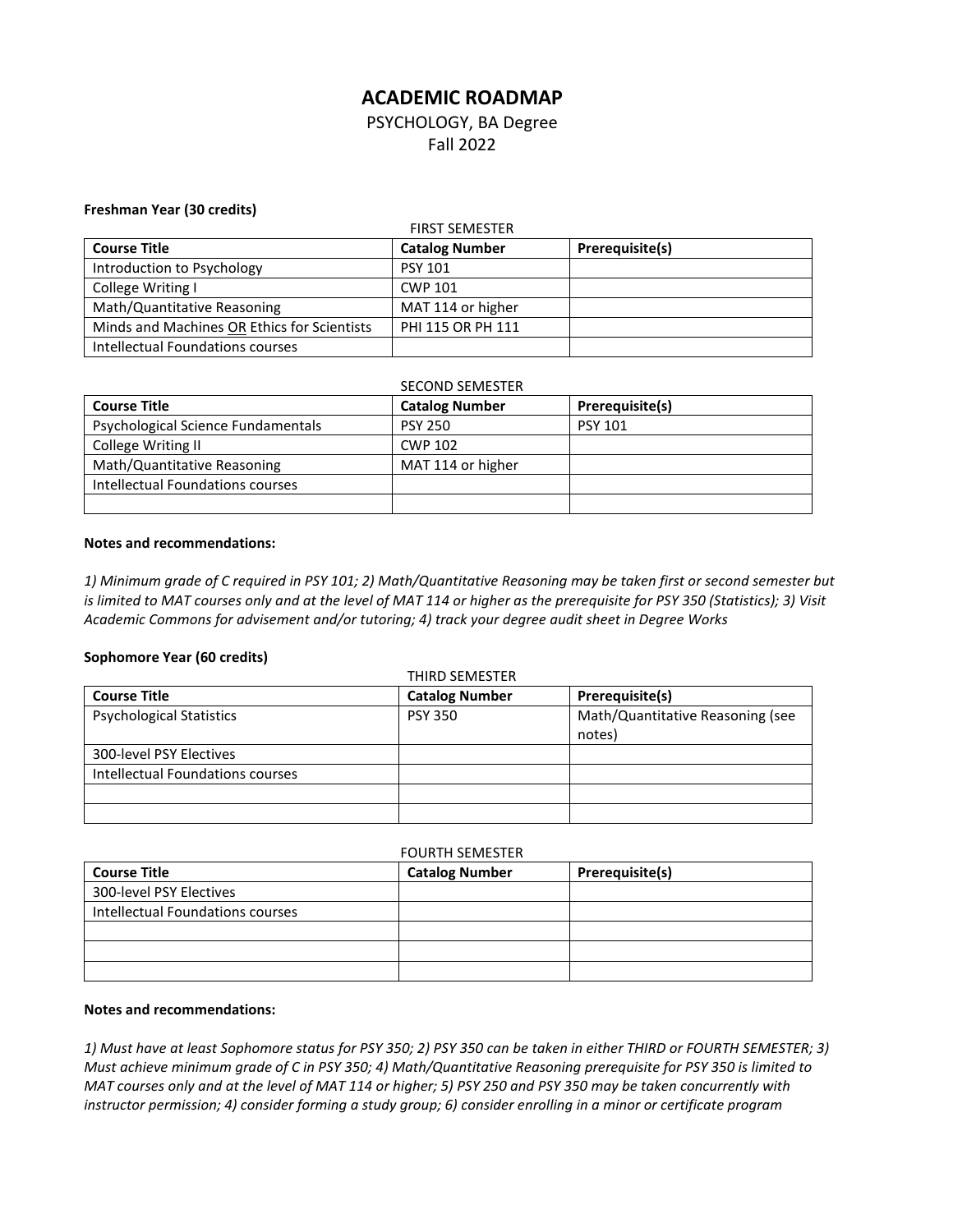# ACADEMIC ROADMAP

PSYCHOLOGY, BA Degree
Fall 2022

**Freshman Year (30 credits)**

FIRST SEMESTER

| Course Title | Catalog Number | Prerequisite(s) |
|---|---|---|
| Introduction to Psychology | PSY 101 | |
| College Writing I | CWP 101 | |
| Math/Quantitative Reasoning | MAT 114 or higher | |
| Minds and Machines <u>OR</u> Ethics for Scientists | PHI 115 OR PH 111 | |
| Intellectual Foundations courses | | |

SECOND SEMESTER

| Course Title | Catalog Number | Prerequisite(s) |
|---|---|---|
| Psychological Science Fundamentals | PSY 250 | PSY 101 |
| College Writing II | CWP 102 | |
| Math/Quantitative Reasoning | MAT 114 or higher | |
| Intellectual Foundations courses | | |
| | | |

**Notes and recommendations:**

*1) Minimum grade of C required in PSY 101; 2) Math/Quantitative Reasoning may be taken first or second semester but is limited to MAT courses only and at the level of MAT 114 or higher as the prerequisite for PSY 350 (Statistics); 3) Visit Academic Commons for advisement and/or tutoring; 4) track your degree audit sheet in Degree Works*

**Sophomore Year (60 credits)**

THIRD SEMESTER

| Course Title | Catalog Number | Prerequisite(s) |
|---|---|---|
| Psychological Statistics | PSY 350 | Math/Quantitative Reasoning (see notes) |
| 300-level PSY Electives | | |
| Intellectual Foundations courses | | |
| | | |
| | | |

FOURTH SEMESTER

| Course Title | Catalog Number | Prerequisite(s) |
|---|---|---|
| 300-level PSY Electives | | |
| Intellectual Foundations courses | | |
| | | |
| | | |
| | | |

**Notes and recommendations:**

*1) Must have at least Sophomore status for PSY 350; 2) PSY 350 can be taken in either THIRD or FOURTH SEMESTER; 3) Must achieve minimum grade of C in PSY 350; 4) Math/Quantitative Reasoning prerequisite for PSY 350 is limited to MAT courses only and at the level of MAT 114 or higher; 5) PSY 250 and PSY 350 may be taken concurrently with instructor permission; 4) consider forming a study group; 6) consider enrolling in a minor or certificate program*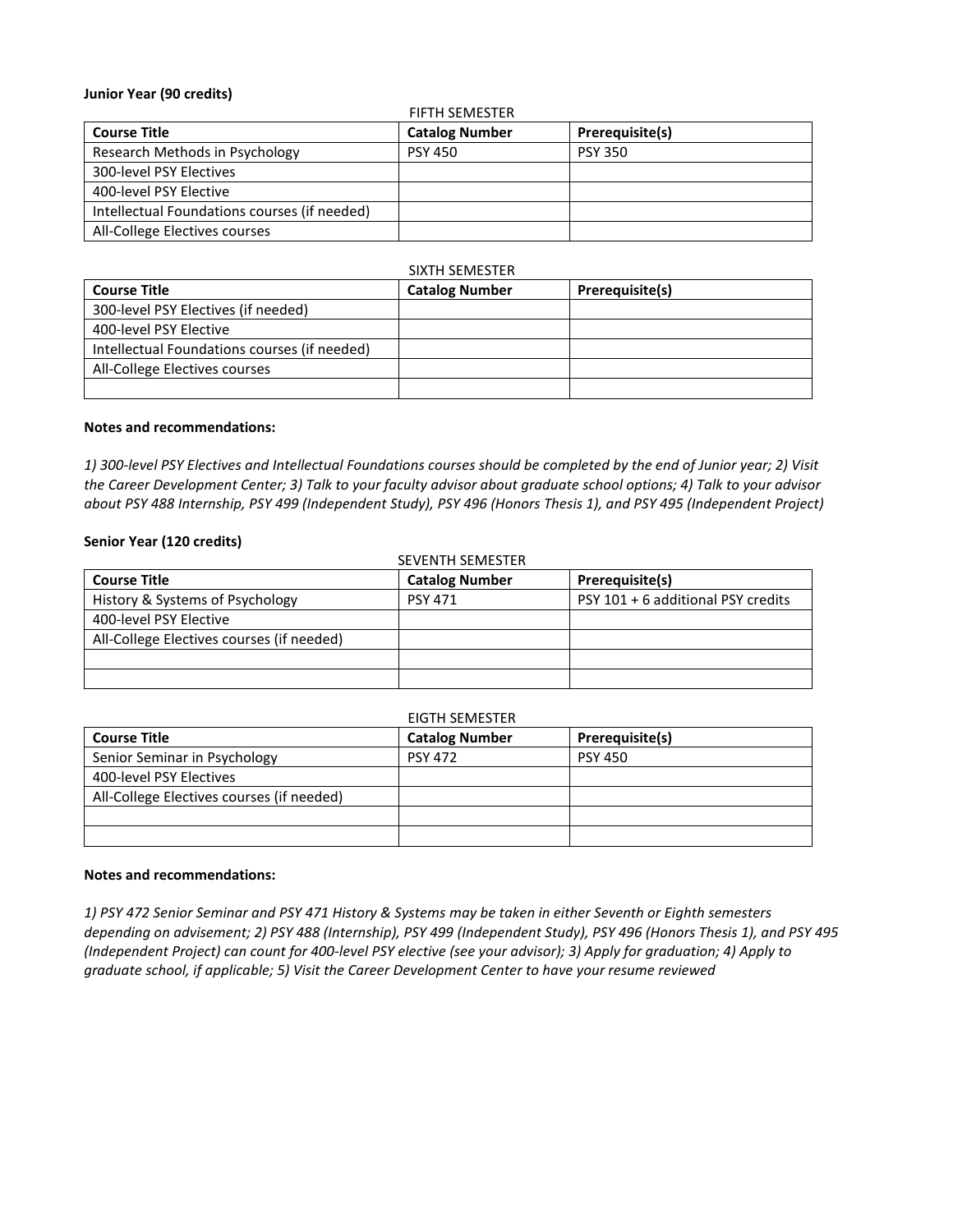**Junior Year (90 credits)**

FIFTH SEMESTER

| Course Title | Catalog Number | Prerequisite(s) |
|---|---|---|
| Research Methods in Psychology | PSY 450 | PSY 350 |
| 300-level PSY Electives | | |
| 400-level PSY Elective | | |
| Intellectual Foundations courses (if needed) | | |
| All-College Electives courses | | |

SIXTH SEMESTER

| Course Title | Catalog Number | Prerequisite(s) |
|---|---|---|
| 300-level PSY Electives (if needed) | | |
| 400-level PSY Elective | | |
| Intellectual Foundations courses (if needed) | | |
| All-College Electives courses | | |
| | | |

**Notes and recommendations:**

*1) 300-level PSY Electives and Intellectual Foundations courses should be completed by the end of Junior year; 2) Visit the Career Development Center; 3) Talk to your faculty advisor about graduate school options; 4) Talk to your advisor about PSY 488 Internship, PSY 499 (Independent Study), PSY 496 (Honors Thesis 1), and PSY 495 (Independent Project)*

**Senior Year (120 credits)**

SEVENTH SEMESTER

| Course Title | Catalog Number | Prerequisite(s) |
|---|---|---|
| History & Systems of Psychology | PSY 471 | PSY 101 + 6 additional PSY credits |
| 400-level PSY Elective | | |
| All-College Electives courses (if needed) | | |
| | | |
| | | |

EIGTH SEMESTER

| Course Title | Catalog Number | Prerequisite(s) |
|---|---|---|
| Senior Seminar in Psychology | PSY 472 | PSY 450 |
| 400-level PSY Electives | | |
| All-College Electives courses (if needed) | | |
| | | |
| | | |

**Notes and recommendations:**

*1) PSY 472 Senior Seminar and PSY 471 History & Systems may be taken in either Seventh or Eighth semesters depending on advisement; 2) PSY 488 (Internship), PSY 499 (Independent Study), PSY 496 (Honors Thesis 1), and PSY 495 (Independent Project) can count for 400-level PSY elective (see your advisor); 3) Apply for graduation; 4) Apply to graduate school, if applicable; 5) Visit the Career Development Center to have your resume reviewed*